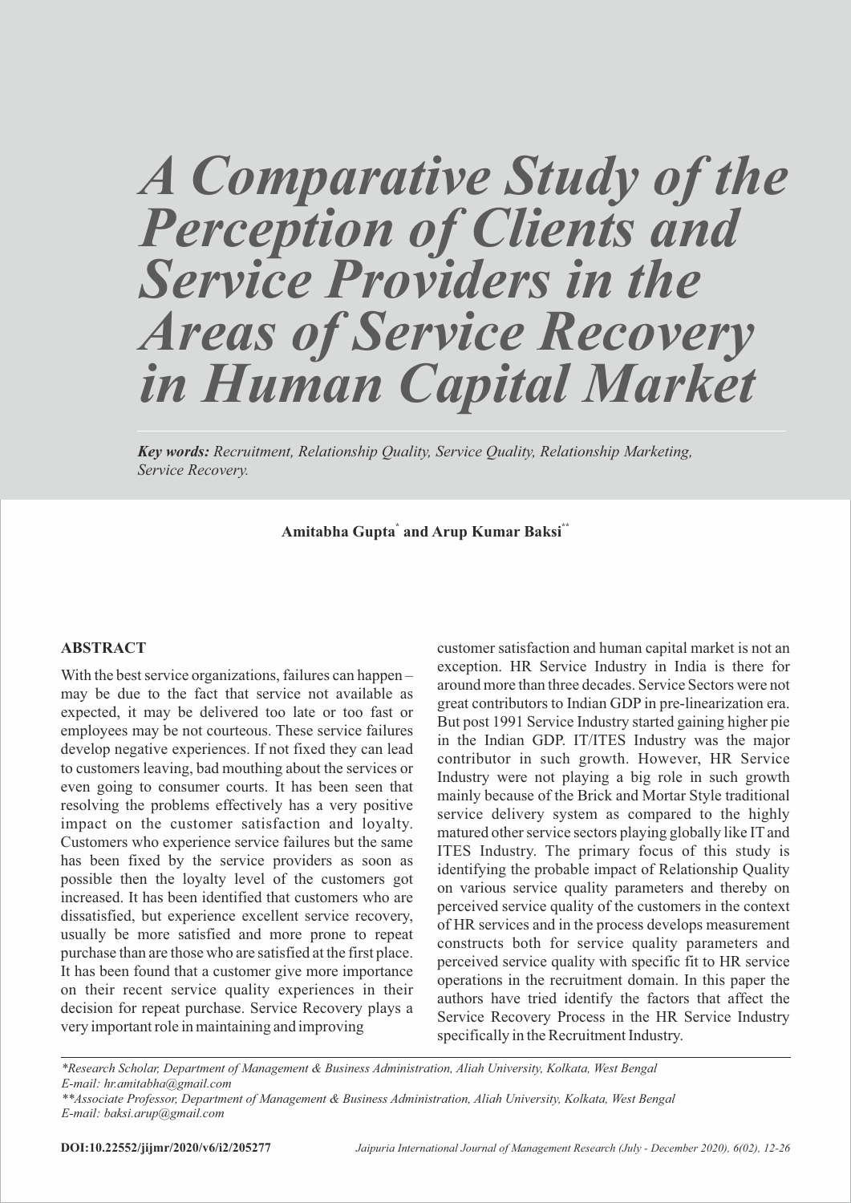# A Comparative Study of the Perception of Clients and Service Providers in the Areas of Service Recovery in Human Capital Market

***Key words:*** *Recruitment, Relationship Quality, Service Quality, Relationship Marketing, Service Recovery.*

**Amitabha Gupta[*] and Arup Kumar Baksi[**]**

## ABSTRACT

With the best service organizations, failures can happen – may be due to the fact that service not available as expected, it may be delivered too late or too fast or employees may be not courteous. These service failures develop negative experiences. If not fixed they can lead to customers leaving, bad mouthing about the services or even going to consumer courts. It has been seen that resolving the problems effectively has a very positive impact on the customer satisfaction and loyalty. Customers who experience service failures but the same has been fixed by the service providers as soon as possible then the loyalty level of the customers got increased. It has been identified that customers who are dissatisfied, but experience excellent service recovery, usually be more satisfied and more prone to repeat purchase than are those who are satisfied at the first place. It has been found that a customer give more importance on their recent service quality experiences in their decision for repeat purchase. Service Recovery plays a very important role in maintaining and improving customer satisfaction and human capital market is not an exception. HR Service Industry in India is there for around more than three decades. Service Sectors were not great contributors to Indian GDP in pre-linearization era. But post 1991 Service Industry started gaining higher pie in the Indian GDP. IT/ITES Industry was the major contributor in such growth. However, HR Service Industry were not playing a big role in such growth mainly because of the Brick and Mortar Style traditional service delivery system as compared to the highly matured other service sectors playing globally like IT and ITES Industry. The primary focus of this study is identifying the probable impact of Relationship Quality on various service quality parameters and thereby on perceived service quality of the customers in the context of HR services and in the process develops measurement constructs both for service quality parameters and perceived service quality with specific fit to HR service operations in the recruitment domain. In this paper the authors have tried identify the factors that affect the Service Recovery Process in the HR Service Industry specifically in the Recruitment Industry.

---

*\*Research Scholar, Department of Management & Business Administration, Aliah University, Kolkata, West Bengal*
*E-mail: hr.amitabha@gmail.com*
*\*\*Associate Professor, Department of Management & Business Administration, Aliah University, Kolkata, West Bengal*
*E-mail: baksi.arup@gmail.com*

**DOI:10.22552/jijmr/2020/v6/i2/205277**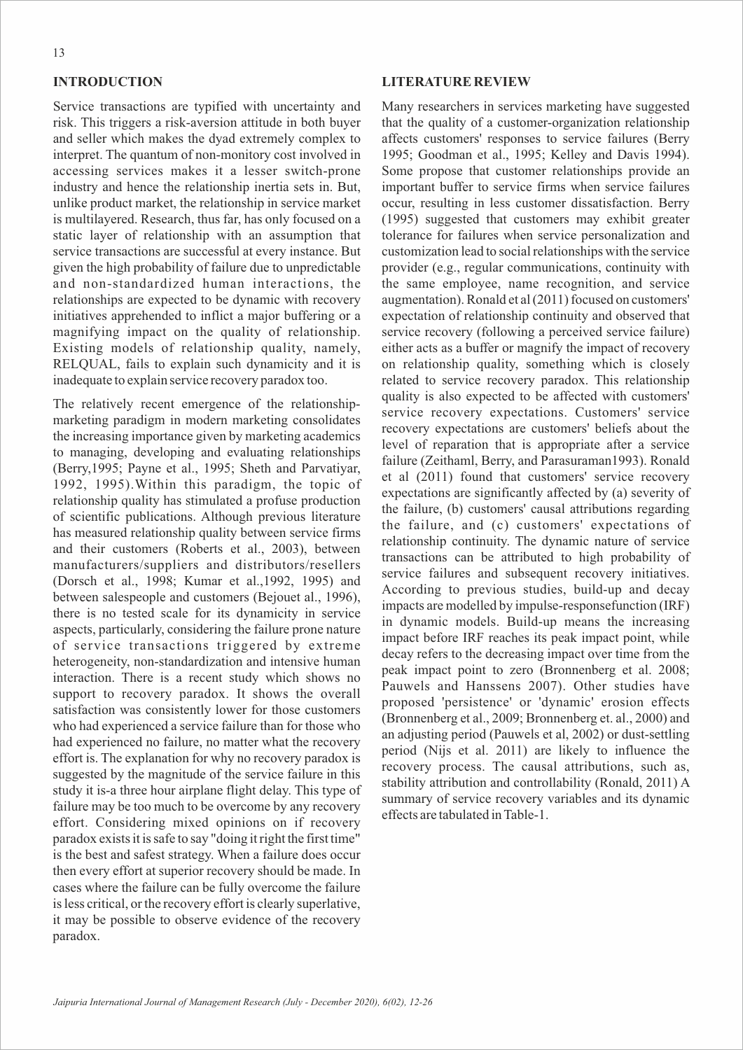## INTRODUCTION

Service transactions are typified with uncertainty and risk. This triggers a risk-aversion attitude in both buyer and seller which makes the dyad extremely complex to interpret. The quantum of non-monitory cost involved in accessing services makes it a lesser switch-prone industry and hence the relationship inertia sets in. But, unlike product market, the relationship in service market is multilayered. Research, thus far, has only focused on a static layer of relationship with an assumption that service transactions are successful at every instance. But given the high probability of failure due to unpredictable and non-standardized human interactions, the relationships are expected to be dynamic with recovery initiatives apprehended to inflict a major buffering or a magnifying impact on the quality of relationship. Existing models of relationship quality, namely, RELQUAL, fails to explain such dynamicity and it is inadequate to explain service recovery paradox too.

The relatively recent emergence of the relationship-marketing paradigm in modern marketing consolidates the increasing importance given by marketing academics to managing, developing and evaluating relationships (Berry,1995; Payne et al., 1995; Sheth and Parvatiyar, 1992, 1995).Within this paradigm, the topic of relationship quality has stimulated a profuse production of scientific publications. Although previous literature has measured relationship quality between service firms and their customers (Roberts et al., 2003), between manufacturers/suppliers and distributors/resellers (Dorsch et al., 1998; Kumar et al.,1992, 1995) and between salespeople and customers (Bejouet al., 1996), there is no tested scale for its dynamicity in service aspects, particularly, considering the failure prone nature of service transactions triggered by extreme heterogeneity, non-standardization and intensive human interaction. There is a recent study which shows no support to recovery paradox. It shows the overall satisfaction was consistently lower for those customers who had experienced a service failure than for those who had experienced no failure, no matter what the recovery effort is. The explanation for why no recovery paradox is suggested by the magnitude of the service failure in this study it is-a three hour airplane flight delay. This type of failure may be too much to be overcome by any recovery effort. Considering mixed opinions on if recovery paradox exists it is safe to say "doing it right the first time" is the best and safest strategy. When a failure does occur then every effort at superior recovery should be made. In cases where the failure can be fully overcome the failure is less critical, or the recovery effort is clearly superlative, it may be possible to observe evidence of the recovery paradox.

## LITERATURE REVIEW

Many researchers in services marketing have suggested that the quality of a customer-organization relationship affects customers' responses to service failures (Berry 1995; Goodman et al., 1995; Kelley and Davis 1994). Some propose that customer relationships provide an important buffer to service firms when service failures occur, resulting in less customer dissatisfaction. Berry (1995) suggested that customers may exhibit greater tolerance for failures when service personalization and customization lead to social relationships with the service provider (e.g., regular communications, continuity with the same employee, name recognition, and service augmentation). Ronald et al (2011) focused on customers' expectation of relationship continuity and observed that service recovery (following a perceived service failure) either acts as a buffer or magnify the impact of recovery on relationship quality, something which is closely related to service recovery paradox. This relationship quality is also expected to be affected with customers' service recovery expectations. Customers' service recovery expectations are customers' beliefs about the level of reparation that is appropriate after a service failure (Zeithaml, Berry, and Parasuraman1993). Ronald et al (2011) found that customers' service recovery expectations are significantly affected by (a) severity of the failure, (b) customers' causal attributions regarding the failure, and (c) customers' expectations of relationship continuity. The dynamic nature of service transactions can be attributed to high probability of service failures and subsequent recovery initiatives. According to previous studies, build-up and decay impacts are modelled by impulse-responsefunction (IRF) in dynamic models. Build-up means the increasing impact before IRF reaches its peak impact point, while decay refers to the decreasing impact over time from the peak impact point to zero (Bronnenberg et al. 2008; Pauwels and Hanssens 2007). Other studies have proposed 'persistence' or 'dynamic' erosion effects (Bronnenberg et al., 2009; Bronnenberg et. al., 2000) and an adjusting period (Pauwels et al, 2002) or dust-settling period (Nijs et al. 2011) are likely to influence the recovery process. The causal attributions, such as, stability attribution and controllability (Ronald, 2011) A summary of service recovery variables and its dynamic effects are tabulated in Table-1.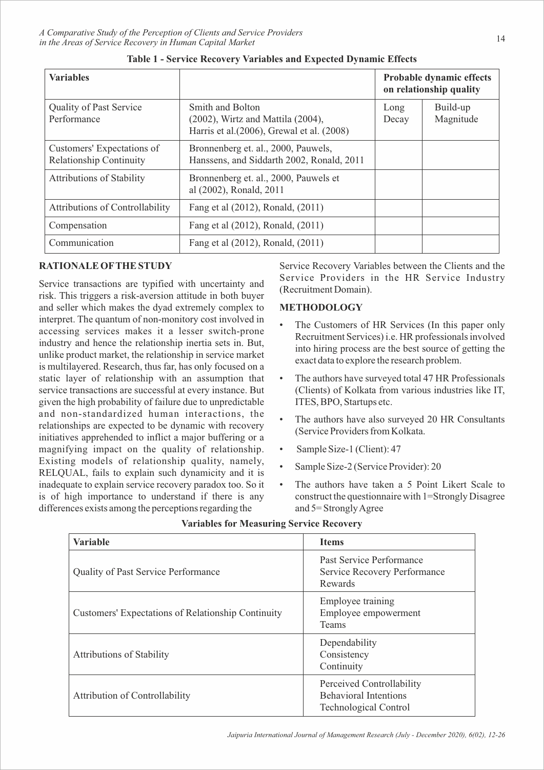**Table 1 - Service Recovery Variables and Expected Dynamic Effects**

| Variables | | Probable dynamic effects on relationship quality | |
|---|---|---|---|
| Quality of Past Service Performance | Smith and Bolton (2002), Wirtz and Mattila (2004), Harris et al.(2006), Grewal et al. (2008) | Long Decay | Build-up Magnitude |
| Customers' Expectations of Relationship Continuity | Bronnenberg et. al., 2000, Pauwels, Hanssens, and Siddarth 2002, Ronald, 2011 | | |
| Attributions of Stability | Bronnenberg et. al., 2000, Pauwels et al (2002), Ronald, 2011 | | |
| Attributions of Controllability | Fang et al (2012), Ronald, (2011) | | |
| Compensation | Fang et al (2012), Ronald, (2011) | | |
| Communication | Fang et al (2012), Ronald, (2011) | | |

## RATIONALE OF THE STUDY

Service transactions are typified with uncertainty and risk. This triggers a risk-aversion attitude in both buyer and seller which makes the dyad extremely complex to interpret. The quantum of non-monitory cost involved in accessing services makes it a lesser switch-prone industry and hence the relationship inertia sets in. But, unlike product market, the relationship in service market is multilayered. Research, thus far, has only focused on a static layer of relationship with an assumption that service transactions are successful at every instance. But given the high probability of failure due to unpredictable and non-standardized human interactions, the relationships are expected to be dynamic with recovery initiatives apprehended to inflict a major buffering or a magnifying impact on the quality of relationship. Existing models of relationship quality, namely, RELQUAL, fails to explain such dynamicity and it is inadequate to explain service recovery paradox too. So it is of high importance to understand if there is any differences exists among the perceptions regarding the Service Recovery Variables between the Clients and the Service Providers in the HR Service Industry (Recruitment Domain).

## METHODOLOGY

- The Customers of HR Services (In this paper only Recruitment Services) i.e. HR professionals involved into hiring process are the best source of getting the exact data to explore the research problem.
- The authors have surveyed total 47 HR Professionals (Clients) of Kolkata from various industries like IT, ITES, BPO, Startups etc.
- The authors have also surveyed 20 HR Consultants (Service Providers from Kolkata.
- Sample Size-1 (Client): 47
- Sample Size-2 (Service Provider): 20
- The authors have taken a 5 Point Likert Scale to construct the questionnaire with 1=Strongly Disagree and 5= Strongly Agree

**Variables for Measuring Service Recovery**

| Variable | Items |
|---|---|
| Quality of Past Service Performance | Past Service Performance<br>Service Recovery Performance<br>Rewards |
| Customers' Expectations of Relationship Continuity | Employee training<br>Employee empowerment<br>Teams |
| Attributions of Stability | Dependability<br>Consistency<br>Continuity |
| Attribution of Controllability | Perceived Controllability<br>Behavioral Intentions<br>Technological Control |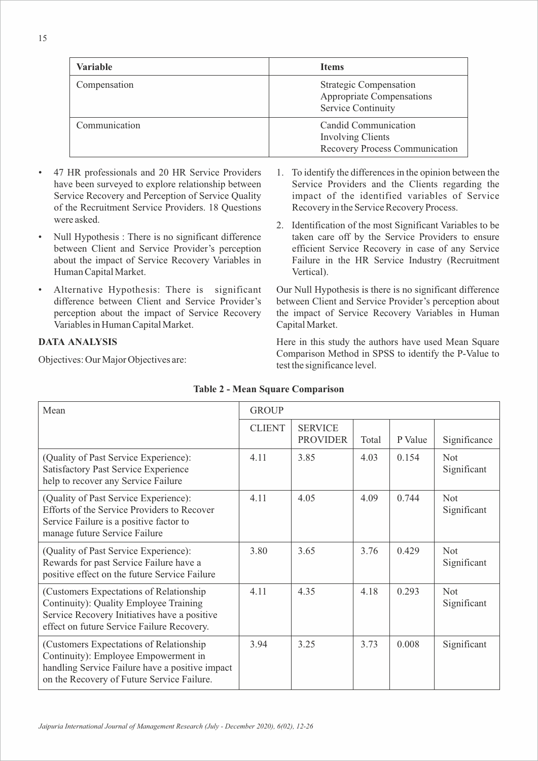| Variable | Items |
| --- | --- |
| Compensation | Strategic Compensation<br>Appropriate Compensations<br>Service Continuity |
| Communication | Candid Communication<br>Involving Clients<br>Recovery Process Communication |

- 47 HR professionals and 20 HR Service Providers have been surveyed to explore relationship between Service Recovery and Perception of Service Quality of the Recruitment Service Providers. 18 Questions were asked.
- Null Hypothesis : There is no significant difference between Client and Service Provider's perception about the impact of Service Recovery Variables in Human Capital Market.
- Alternative Hypothesis: There is significant difference between Client and Service Provider's perception about the impact of Service Recovery Variables in Human Capital Market.

**DATA ANALYSIS**

Objectives: Our Major Objectives are:

1. To identify the differences in the opinion between the Service Providers and the Clients regarding the impact of the identified variables of Service Recovery in the Service Recovery Process.
2. Identification of the most Significant Variables to be taken care off by the Service Providers to ensure efficient Service Recovery in case of any Service Failure in the HR Service Industry (Recruitment Vertical).

Our Null Hypothesis is there is no significant difference between Client and Service Provider's perception about the impact of Service Recovery Variables in Human Capital Market.

Here in this study the authors have used Mean Square Comparison Method in SPSS to identify the P-Value to test the significance level.

**Table 2 - Mean Square Comparison**

| Mean | GROUP | | | | |
| --- | --- | --- | --- | --- | --- |
| | CLIENT | SERVICE PROVIDER | Total | P Value | Significance |
| (Quality of Past Service Experience): Satisfactory Past Service Experience help to recover any Service Failure | 4.11 | 3.85 | 4.03 | 0.154 | Not Significant |
| (Quality of Past Service Experience): Efforts of the Service Providers to Recover Service Failure is a positive factor to manage future Service Failure | 4.11 | 4.05 | 4.09 | 0.744 | Not Significant |
| (Quality of Past Service Experience): Rewards for past Service Failure have a positive effect on the future Service Failure | 3.80 | 3.65 | 3.76 | 0.429 | Not Significant |
| (Customers Expectations of Relationship Continuity): Quality Employee Training Service Recovery Initiatives have a positive effect on future Service Failure Recovery. | 4.11 | 4.35 | 4.18 | 0.293 | Not Significant |
| (Customers Expectations of Relationship Continuity): Employee Empowerment in handling Service Failure have a positive impact on the Recovery of Future Service Failure. | 3.94 | 3.25 | 3.73 | 0.008 | Significant |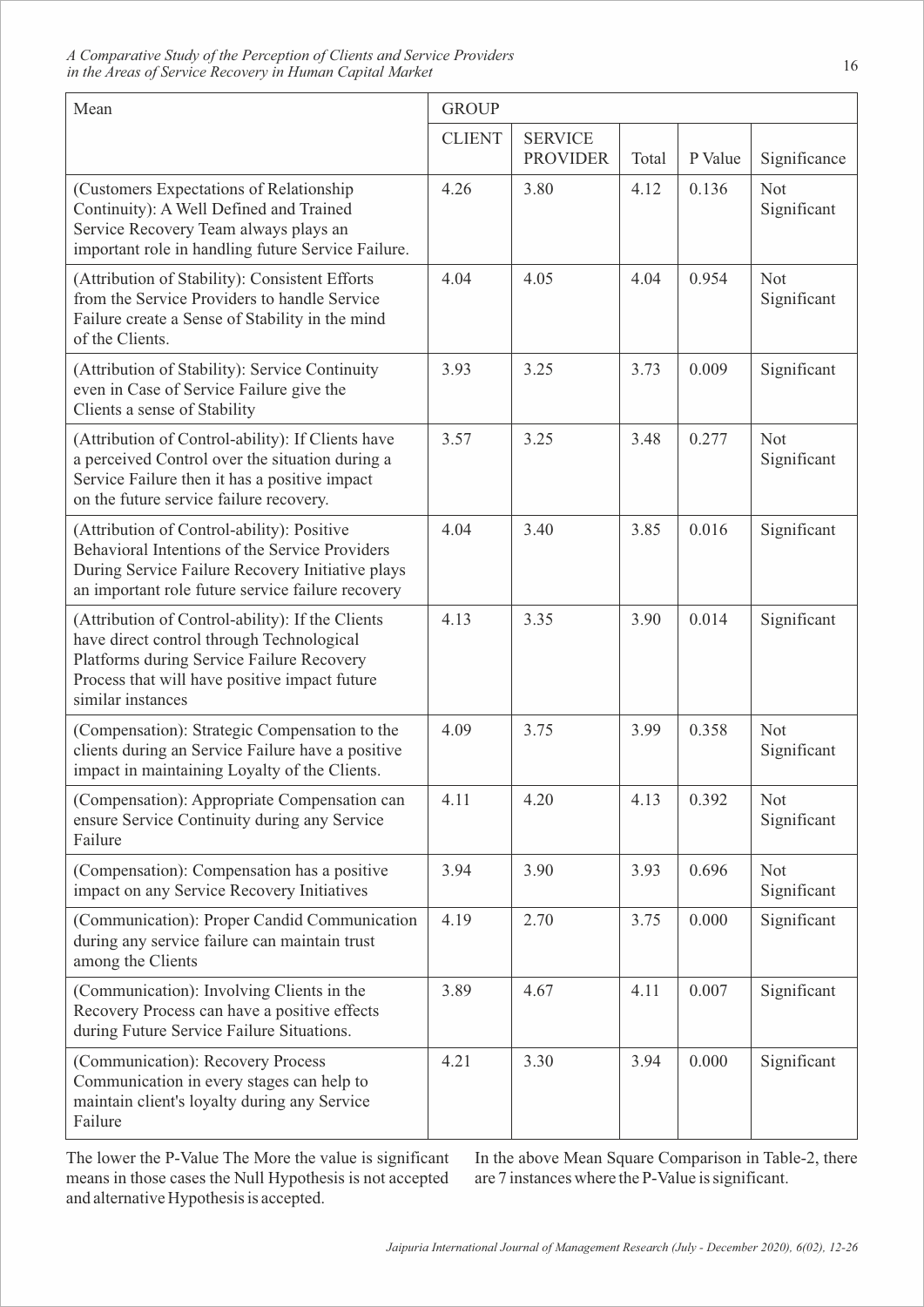| Mean | GROUP | | | | |
|---|---|---|---|---|---|
| | CLIENT | SERVICE PROVIDER | Total | P Value | Significance |
| (Customers Expectations of Relationship Continuity): A Well Defined and Trained Service Recovery Team always plays an important role in handling future Service Failure. | 4.26 | 3.80 | 4.12 | 0.136 | Not Significant |
| (Attribution of Stability): Consistent Efforts from the Service Providers to handle Service Failure create a Sense of Stability in the mind of the Clients. | 4.04 | 4.05 | 4.04 | 0.954 | Not Significant |
| (Attribution of Stability): Service Continuity even in Case of Service Failure give the Clients a sense of Stability | 3.93 | 3.25 | 3.73 | 0.009 | Significant |
| (Attribution of Control-ability): If Clients have a perceived Control over the situation during a Service Failure then it has a positive impact on the future service failure recovery. | 3.57 | 3.25 | 3.48 | 0.277 | Not Significant |
| (Attribution of Control-ability): Positive Behavioral Intentions of the Service Providers During Service Failure Recovery Initiative plays an important role future service failure recovery | 4.04 | 3.40 | 3.85 | 0.016 | Significant |
| (Attribution of Control-ability): If the Clients have direct control through Technological Platforms during Service Failure Recovery Process that will have positive impact future similar instances | 4.13 | 3.35 | 3.90 | 0.014 | Significant |
| (Compensation): Strategic Compensation to the clients during an Service Failure have a positive impact in maintaining Loyalty of the Clients. | 4.09 | 3.75 | 3.99 | 0.358 | Not Significant |
| (Compensation): Appropriate Compensation can ensure Service Continuity during any Service Failure | 4.11 | 4.20 | 4.13 | 0.392 | Not Significant |
| (Compensation): Compensation has a positive impact on any Service Recovery Initiatives | 3.94 | 3.90 | 3.93 | 0.696 | Not Significant |
| (Communication): Proper Candid Communication during any service failure can maintain trust among the Clients | 4.19 | 2.70 | 3.75 | 0.000 | Significant |
| (Communication): Involving Clients in the Recovery Process can have a positive effects during Future Service Failure Situations. | 3.89 | 4.67 | 4.11 | 0.007 | Significant |
| (Communication): Recovery Process Communication in every stages can help to maintain client's loyalty during any Service Failure | 4.21 | 3.30 | 3.94 | 0.000 | Significant |

The lower the P-Value The More the value is significant means in those cases the Null Hypothesis is not accepted and alternative Hypothesis is accepted.

In the above Mean Square Comparison in Table-2, there are 7 instances where the P-Value is significant.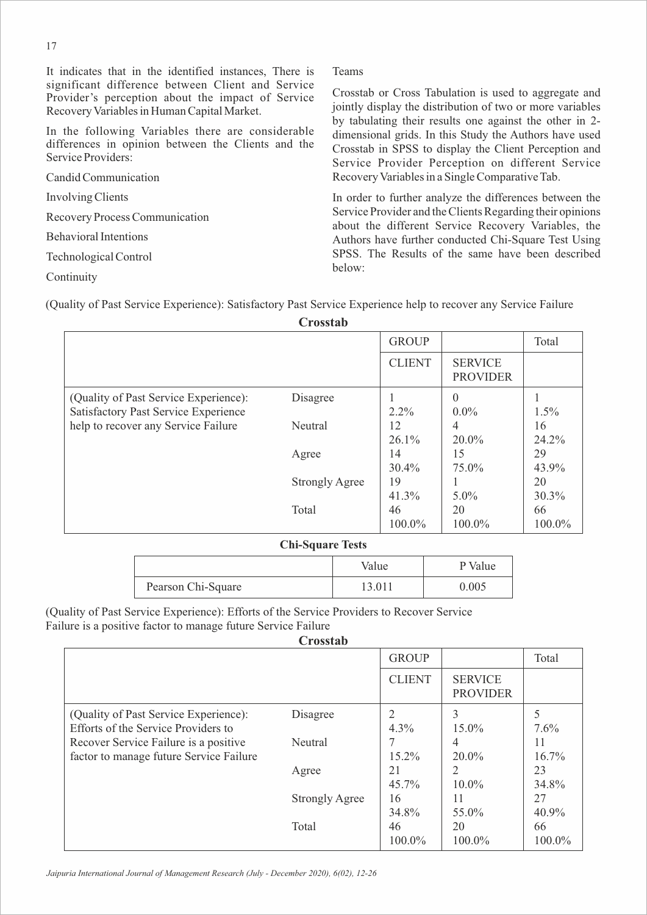It indicates that in the identified instances, There is significant difference between Client and Service Provider's perception about the impact of Service Recovery Variables in Human Capital Market.

In the following Variables there are considerable differences in opinion between the Clients and the Service Providers:

Candid Communication

Involving Clients

Recovery Process Communication

Behavioral Intentions

Technological Control

Continuity

Teams

Crosstab or Cross Tabulation is used to aggregate and jointly display the distribution of two or more variables by tabulating their results one against the other in 2-dimensional grids. In this Study the Authors have used Crosstab in SPSS to display the Client Perception and Service Provider Perception on different Service Recovery Variables in a Single Comparative Tab.

In order to further analyze the differences between the Service Provider and the Clients Regarding their opinions about the different Service Recovery Variables, the Authors have further conducted Chi-Square Test Using SPSS. The Results of the same have been described below:

(Quality of Past Service Experience): Satisfactory Past Service Experience help to recover any Service Failure

**Crosstab**

| | | GROUP | | Total |
|---|---|---|---|---|
| | | CLIENT | SERVICE PROVIDER | |
| (Quality of Past Service Experience): Satisfactory Past Service Experience help to recover any Service Failure | Disagree | 1<br>2.2% | 0<br>0.0% | 1<br>1.5% |
| | Neutral | 12<br>26.1% | 4<br>20.0% | 16<br>24.2% |
| | Agree | 14<br>30.4% | 15<br>75.0% | 29<br>43.9% |
| | Strongly Agree | 19<br>41.3% | 1<br>5.0% | 20<br>30.3% |
| | Total | 46<br>100.0% | 20<br>100.0% | 66<br>100.0% |

**Chi-Square Tests**

| | Value | P Value |
|---|---|---|
| Pearson Chi-Square | 13.011 | 0.005 |

(Quality of Past Service Experience): Efforts of the Service Providers to Recover Service Failure is a positive factor to manage future Service Failure

**Crosstab**

| | | GROUP | | Total |
|---|---|---|---|---|
| | | CLIENT | SERVICE PROVIDER | |
| (Quality of Past Service Experience): Efforts of the Service Providers to Recover Service Failure is a positive factor to manage future Service Failure | Disagree | 2<br>4.3% | 3<br>15.0% | 5<br>7.6% |
| | Neutral | 7<br>15.2% | 4<br>20.0% | 11<br>16.7% |
| | Agree | 21<br>45.7% | 2<br>10.0% | 23<br>34.8% |
| | Strongly Agree | 16<br>34.8% | 11<br>55.0% | 27<br>40.9% |
| | Total | 46<br>100.0% | 20<br>100.0% | 66<br>100.0% |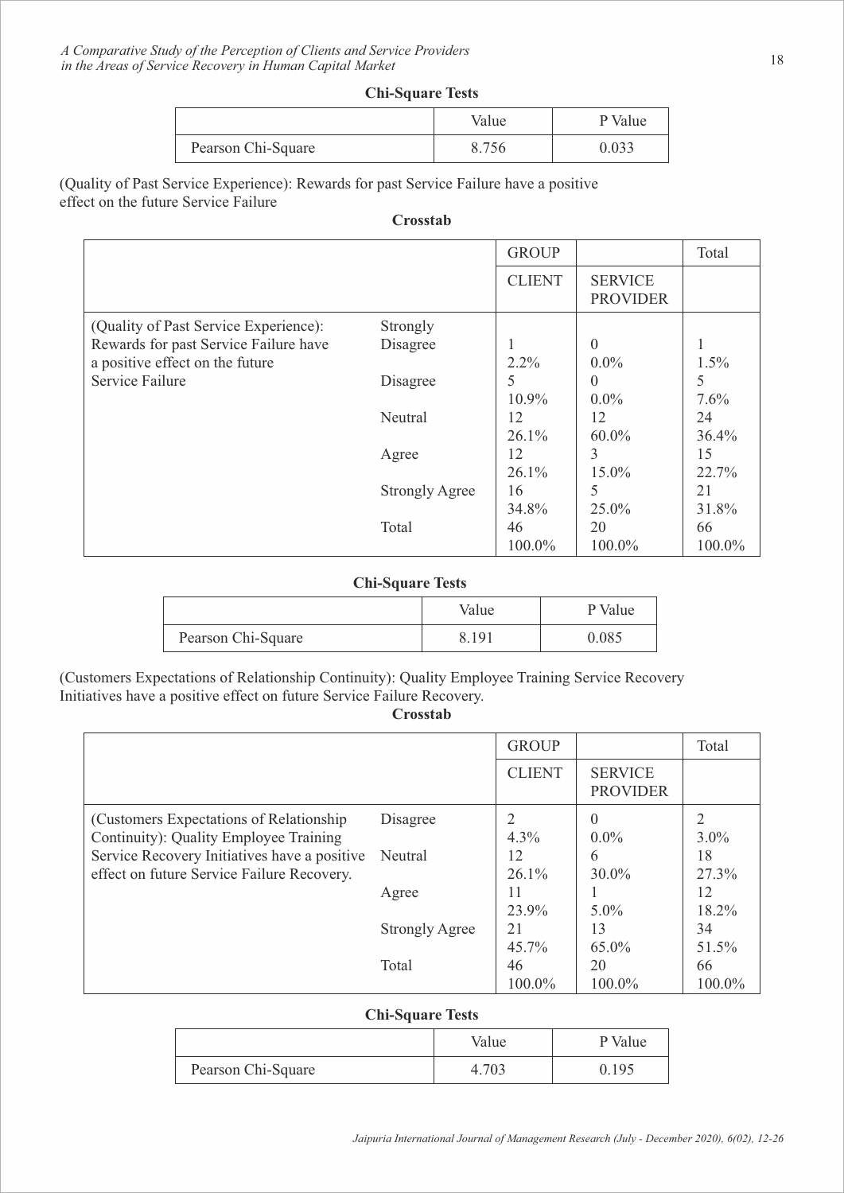**Chi-Square Tests**

| | Value | P Value |
|---|---|---|
| Pearson Chi-Square | 8.756 | 0.033 |

(Quality of Past Service Experience): Rewards for past Service Failure have a positive effect on the future Service Failure

**Crosstab**

| | | GROUP | | Total |
|---|---|---|---|---|
| | | CLIENT | SERVICE PROVIDER | |
| (Quality of Past Service Experience): Rewards for past Service Failure have a positive effect on the future Service Failure | Strongly Disagree | 1<br>2.2% | 0<br>0.0% | 1<br>1.5% |
| | Disagree | 5<br>10.9% | 0<br>0.0% | 5<br>7.6% |
| | Neutral | 12<br>26.1% | 12<br>60.0% | 24<br>36.4% |
| | Agree | 12<br>26.1% | 3<br>15.0% | 15<br>22.7% |
| | Strongly Agree | 16<br>34.8% | 5<br>25.0% | 21<br>31.8% |
| | Total | 46<br>100.0% | 20<br>100.0% | 66<br>100.0% |

**Chi-Square Tests**

| | Value | P Value |
|---|---|---|
| Pearson Chi-Square | 8.191 | 0.085 |

(Customers Expectations of Relationship Continuity): Quality Employee Training Service Recovery Initiatives have a positive effect on future Service Failure Recovery.

**Crosstab**

| | | GROUP | | Total |
|---|---|---|---|---|
| | | CLIENT | SERVICE PROVIDER | |
| (Customers Expectations of Relationship Continuity): Quality Employee Training Service Recovery Initiatives have a positive effect on future Service Failure Recovery. | Disagree | 2<br>4.3% | 0<br>0.0% | 2<br>3.0% |
| | Neutral | 12<br>26.1% | 6<br>30.0% | 18<br>27.3% |
| | Agree | 11<br>23.9% | 1<br>5.0% | 12<br>18.2% |
| | Strongly Agree | 21<br>45.7% | 13<br>65.0% | 34<br>51.5% |
| | Total | 46<br>100.0% | 20<br>100.0% | 66<br>100.0% |

**Chi-Square Tests**

| | Value | P Value |
|---|---|---|
| Pearson Chi-Square | 4.703 | 0.195 |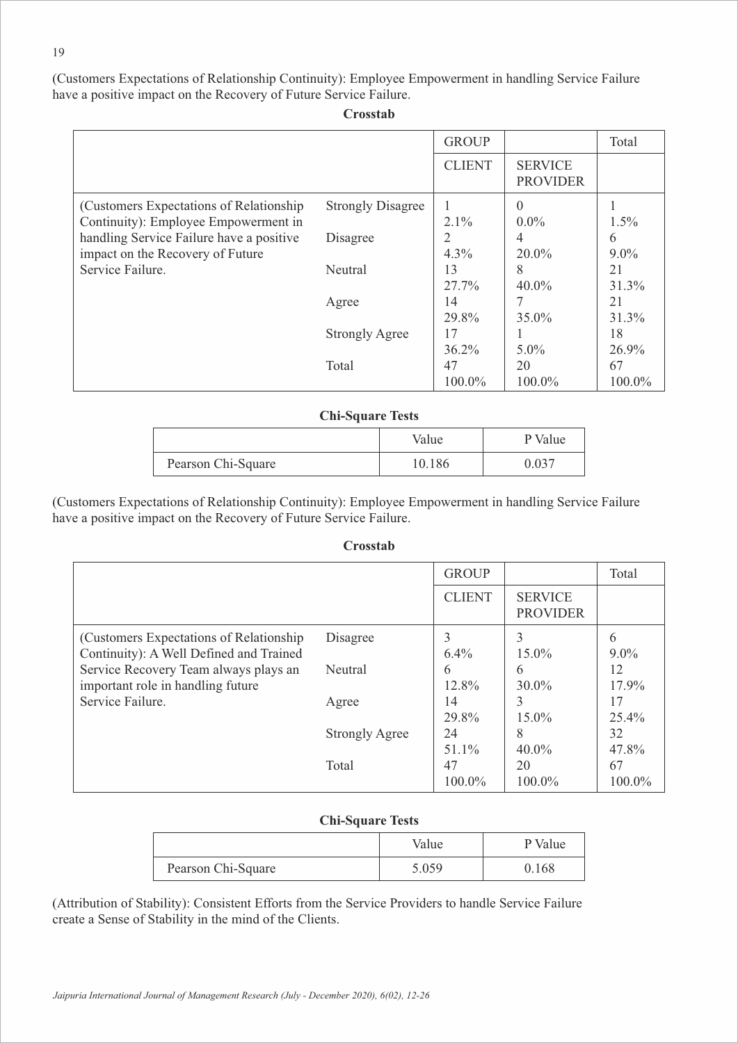(Customers Expectations of Relationship Continuity): Employee Empowerment in handling Service Failure have a positive impact on the Recovery of Future Service Failure.

**Crosstab**

| | | GROUP | | Total |
|---|---|---|---|---|
| | | CLIENT | SERVICE PROVIDER | |
| (Customers Expectations of Relationship Continuity): Employee Empowerment in handling Service Failure have a positive impact on the Recovery of Future Service Failure. | Strongly Disagree | 1<br>2.1% | 0<br>0.0% | 1<br>1.5% |
| | Disagree | 2<br>4.3% | 4<br>20.0% | 6<br>9.0% |
| | Neutral | 13<br>27.7% | 8<br>40.0% | 21<br>31.3% |
| | Agree | 14<br>29.8% | 7<br>35.0% | 21<br>31.3% |
| | Strongly Agree | 17<br>36.2% | 1<br>5.0% | 18<br>26.9% |
| | Total | 47<br>100.0% | 20<br>100.0% | 67<br>100.0% |

**Chi-Square Tests**

| | Value | P Value |
|---|---|---|
| Pearson Chi-Square | 10.186 | 0.037 |

(Customers Expectations of Relationship Continuity): Employee Empowerment in handling Service Failure have a positive impact on the Recovery of Future Service Failure.

**Crosstab**

| | | GROUP | | Total |
|---|---|---|---|---|
| | | CLIENT | SERVICE PROVIDER | |
| (Customers Expectations of Relationship Continuity): A Well Defined and Trained Service Recovery Team always plays an important role in handling future Service Failure. | Disagree | 3<br>6.4% | 3<br>15.0% | 6<br>9.0% |
| | Neutral | 6<br>12.8% | 6<br>30.0% | 12<br>17.9% |
| | Agree | 14<br>29.8% | 3<br>15.0% | 17<br>25.4% |
| | Strongly Agree | 24<br>51.1% | 8<br>40.0% | 32<br>47.8% |
| | Total | 47<br>100.0% | 20<br>100.0% | 67<br>100.0% |

**Chi-Square Tests**

| | Value | P Value |
|---|---|---|
| Pearson Chi-Square | 5.059 | 0.168 |

(Attribution of Stability): Consistent Efforts from the Service Providers to handle Service Failure create a Sense of Stability in the mind of the Clients.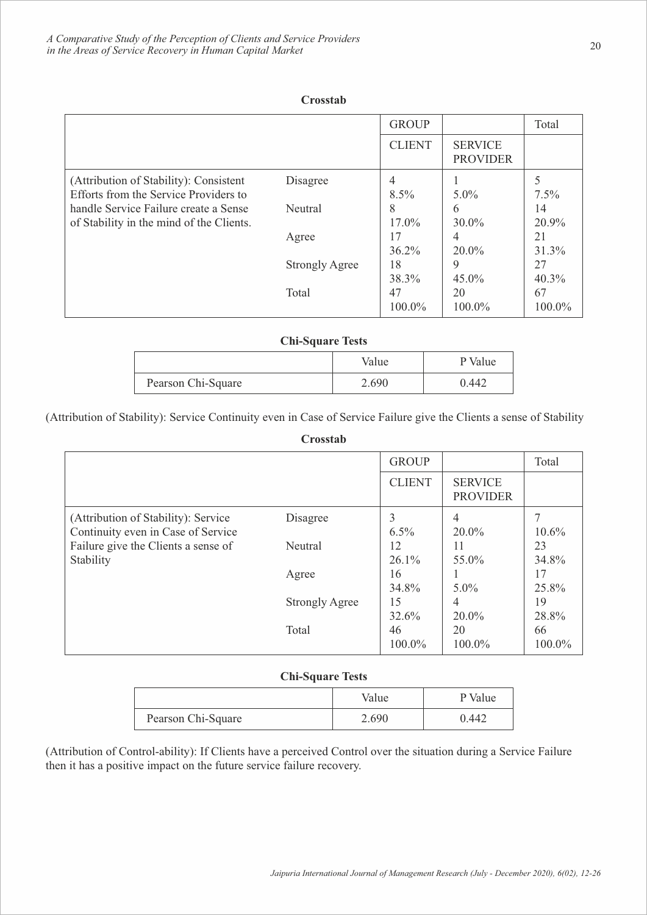**Crosstab**

| | | GROUP | | Total |
|---|---|---|---|---|
| | | CLIENT | SERVICE PROVIDER | |
| (Attribution of Stability): Consistent Efforts from the Service Providers to handle Service Failure create a Sense of Stability in the mind of the Clients. | Disagree | 4<br>8.5% | 1<br>5.0% | 5<br>7.5% |
| | Neutral | 8<br>17.0% | 6<br>30.0% | 14<br>20.9% |
| | Agree | 17<br>36.2% | 4<br>20.0% | 21<br>31.3% |
| | Strongly Agree | 18<br>38.3% | 9<br>45.0% | 27<br>40.3% |
| | Total | 47<br>100.0% | 20<br>100.0% | 67<br>100.0% |

**Chi-Square Tests**

| | Value | P Value |
|---|---|---|
| Pearson Chi-Square | 2.690 | 0.442 |

(Attribution of Stability): Service Continuity even in Case of Service Failure give the Clients a sense of Stability

**Crosstab**

| | | GROUP | | Total |
|---|---|---|---|---|
| | | CLIENT | SERVICE PROVIDER | |
| (Attribution of Stability): Service Continuity even in Case of Service Failure give the Clients a sense of Stability | Disagree | 3<br>6.5% | 4<br>20.0% | 7<br>10.6% |
| | Neutral | 12<br>26.1% | 11<br>55.0% | 23<br>34.8% |
| | Agree | 16<br>34.8% | 1<br>5.0% | 17<br>25.8% |
| | Strongly Agree | 15<br>32.6% | 4<br>20.0% | 19<br>28.8% |
| | Total | 46<br>100.0% | 20<br>100.0% | 66<br>100.0% |

**Chi-Square Tests**

| | Value | P Value |
|---|---|---|
| Pearson Chi-Square | 2.690 | 0.442 |

(Attribution of Control-ability): If Clients have a perceived Control over the situation during a Service Failure then it has a positive impact on the future service failure recovery.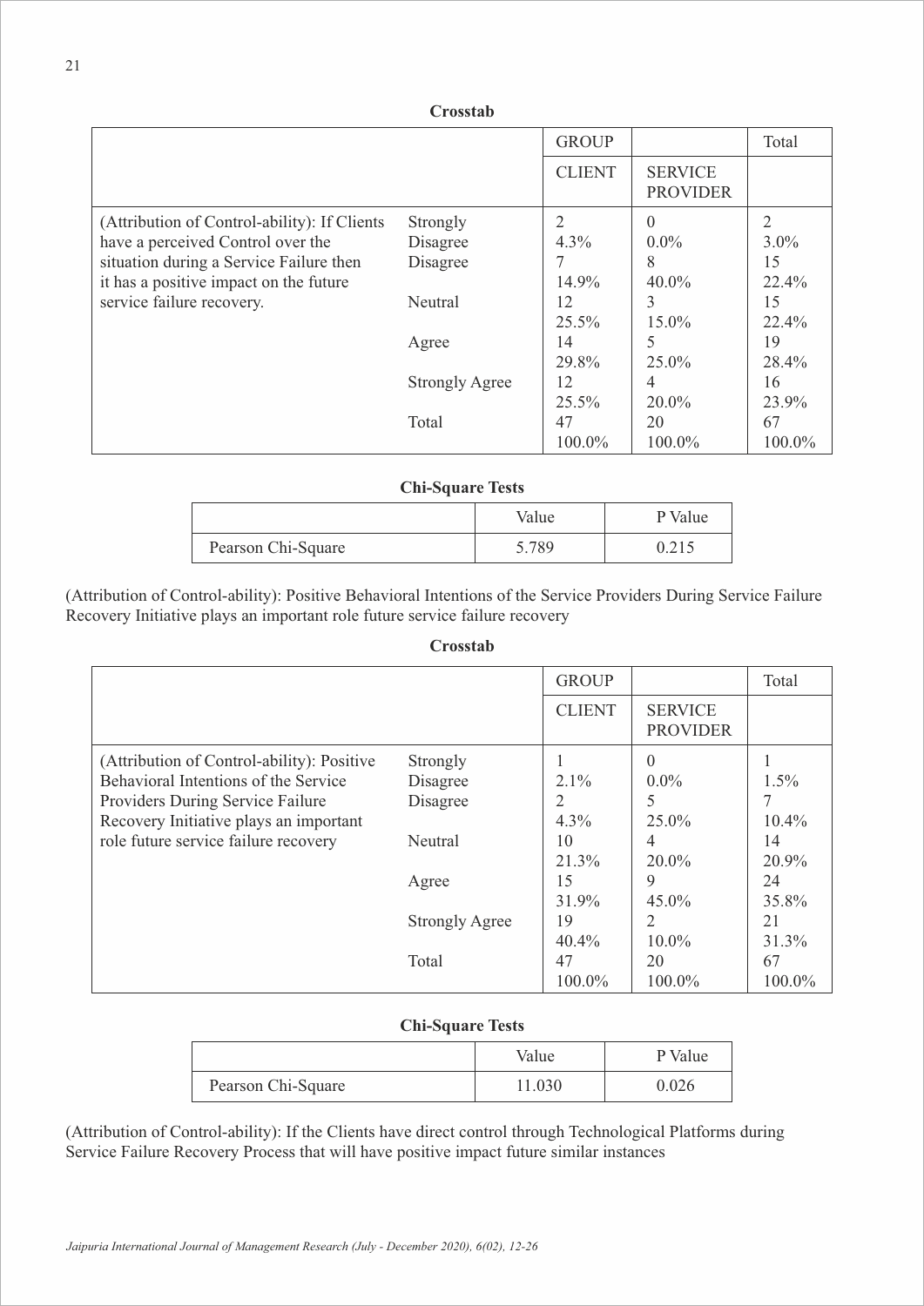**Crosstab**

| | | GROUP | | Total |
|---|---|---|---|---|
| | | CLIENT | SERVICE PROVIDER | |
| (Attribution of Control-ability): If Clients have a perceived Control over the situation during a Service Failure then it has a positive impact on the future service failure recovery. | Strongly Disagree | 2<br>4.3% | 0<br>0.0% | 2<br>3.0% |
| | Disagree | 7<br>14.9% | 8<br>40.0% | 15<br>22.4% |
| | Neutral | 12<br>25.5% | 3<br>15.0% | 15<br>22.4% |
| | Agree | 14<br>29.8% | 5<br>25.0% | 19<br>28.4% |
| | Strongly Agree | 12<br>25.5% | 4<br>20.0% | 16<br>23.9% |
| | Total | 47<br>100.0% | 20<br>100.0% | 67<br>100.0% |

**Chi-Square Tests**

| | Value | P Value |
|---|---|---|
| Pearson Chi-Square | 5.789 | 0.215 |

(Attribution of Control-ability): Positive Behavioral Intentions of the Service Providers During Service Failure Recovery Initiative plays an important role future service failure recovery

**Crosstab**

| | | GROUP | | Total |
|---|---|---|---|---|
| | | CLIENT | SERVICE PROVIDER | |
| (Attribution of Control-ability): Positive Behavioral Intentions of the Service Providers During Service Failure Recovery Initiative plays an important role future service failure recovery | Strongly Disagree | 1<br>2.1% | 0<br>0.0% | 1<br>1.5% |
| | Disagree | 2<br>4.3% | 5<br>25.0% | 7<br>10.4% |
| | Neutral | 10<br>21.3% | 4<br>20.0% | 14<br>20.9% |
| | Agree | 15<br>31.9% | 9<br>45.0% | 24<br>35.8% |
| | Strongly Agree | 19<br>40.4% | 2<br>10.0% | 21<br>31.3% |
| | Total | 47<br>100.0% | 20<br>100.0% | 67<br>100.0% |

**Chi-Square Tests**

| | Value | P Value |
|---|---|---|
| Pearson Chi-Square | 11.030 | 0.026 |

(Attribution of Control-ability): If the Clients have direct control through Technological Platforms during Service Failure Recovery Process that will have positive impact future similar instances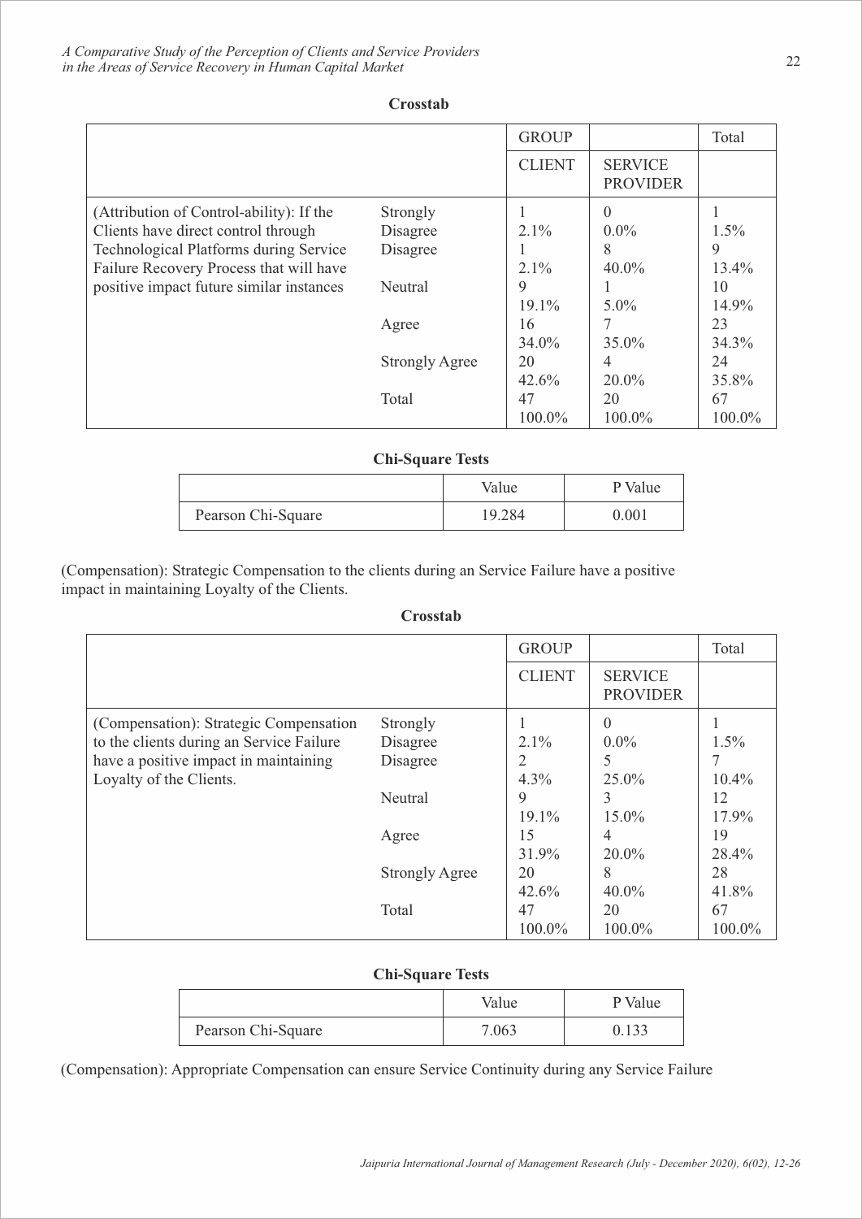**Crosstab**

| | | GROUP | | Total |
|---|---|---|---|---|
| | | CLIENT | SERVICE PROVIDER | |
| (Attribution of Control-ability): If the Clients have direct control through Technological Platforms during Service Failure Recovery Process that will have positive impact future similar instances | Strongly Disagree | 1<br>2.1% | 0<br>0.0% | 1<br>1.5% |
| | Disagree | 1<br>2.1% | 8<br>40.0% | 9<br>13.4% |
| | Neutral | 9<br>19.1% | 1<br>5.0% | 10<br>14.9% |
| | Agree | 16<br>34.0% | 7<br>35.0% | 23<br>34.3% |
| | Strongly Agree | 20<br>42.6% | 4<br>20.0% | 24<br>35.8% |
| | Total | 47<br>100.0% | 20<br>100.0% | 67<br>100.0% |

**Chi-Square Tests**

| | Value | P Value |
|---|---|---|
| Pearson Chi-Square | 19.284 | 0.001 |

(Compensation): Strategic Compensation to the clients during an Service Failure have a positive impact in maintaining Loyalty of the Clients.

**Crosstab**

| | | GROUP | | Total |
|---|---|---|---|---|
| | | CLIENT | SERVICE PROVIDER | |
| (Compensation): Strategic Compensation to the clients during an Service Failure have a positive impact in maintaining Loyalty of the Clients. | Strongly Disagree | 1<br>2.1% | 0<br>0.0% | 1<br>1.5% |
| | Disagree | 2<br>4.3% | 5<br>25.0% | 7<br>10.4% |
| | Neutral | 9<br>19.1% | 3<br>15.0% | 12<br>17.9% |
| | Agree | 15<br>31.9% | 4<br>20.0% | 19<br>28.4% |
| | Strongly Agree | 20<br>42.6% | 8<br>40.0% | 28<br>41.8% |
| | Total | 47<br>100.0% | 20<br>100.0% | 67<br>100.0% |

**Chi-Square Tests**

| | Value | P Value |
|---|---|---|
| Pearson Chi-Square | 7.063 | 0.133 |

(Compensation): Appropriate Compensation can ensure Service Continuity during any Service Failure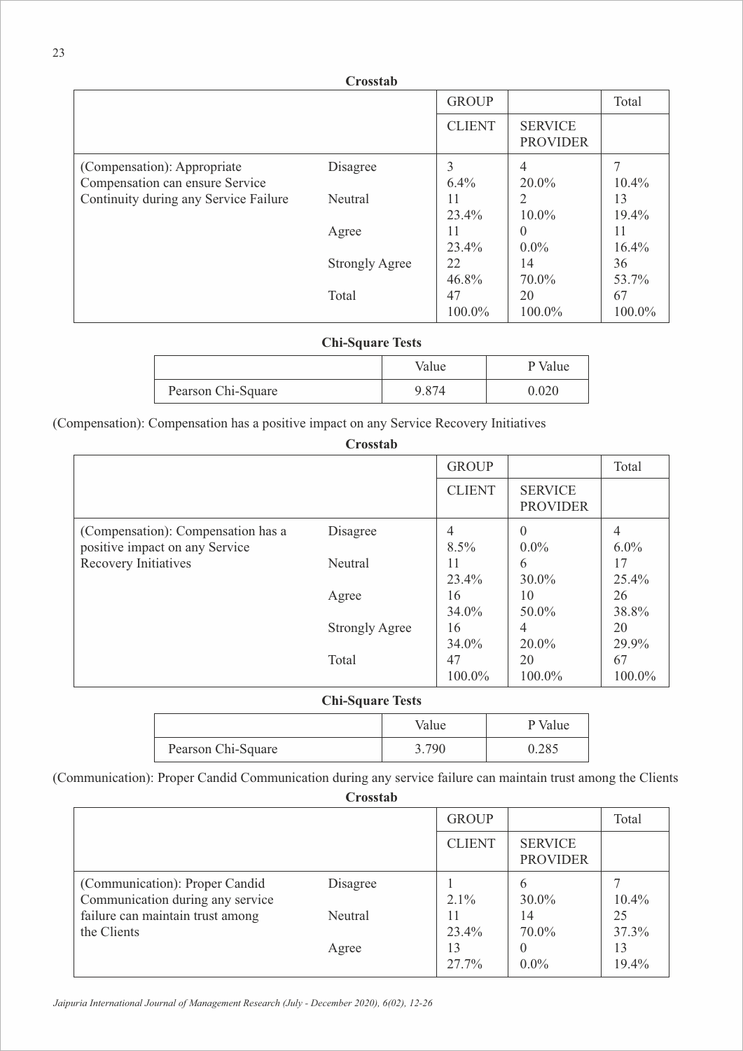**Crosstab**

| | | GROUP | | Total |
|---|---|---|---|---|
| | | CLIENT | SERVICE PROVIDER | |
| (Compensation): Appropriate Compensation can ensure Service Continuity during any Service Failure | Disagree | 3<br>6.4% | 4<br>20.0% | 7<br>10.4% |
| | Neutral | 11<br>23.4% | 2<br>10.0% | 13<br>19.4% |
| | Agree | 11<br>23.4% | 0<br>0.0% | 11<br>16.4% |
| | Strongly Agree | 22<br>46.8% | 14<br>70.0% | 36<br>53.7% |
| | Total | 47<br>100.0% | 20<br>100.0% | 67<br>100.0% |

**Chi-Square Tests**

| | Value | P Value |
|---|---|---|
| Pearson Chi-Square | 9.874 | 0.020 |

(Compensation): Compensation has a positive impact on any Service Recovery Initiatives

**Crosstab**

| | | GROUP | | Total |
|---|---|---|---|---|
| | | CLIENT | SERVICE PROVIDER | |
| (Compensation): Compensation has a positive impact on any Service Recovery Initiatives | Disagree | 4<br>8.5% | 0<br>0.0% | 4<br>6.0% |
| | Neutral | 11<br>23.4% | 6<br>30.0% | 17<br>25.4% |
| | Agree | 16<br>34.0% | 10<br>50.0% | 26<br>38.8% |
| | Strongly Agree | 16<br>34.0% | 4<br>20.0% | 20<br>29.9% |
| | Total | 47<br>100.0% | 20<br>100.0% | 67<br>100.0% |

**Chi-Square Tests**

| | Value | P Value |
|---|---|---|
| Pearson Chi-Square | 3.790 | 0.285 |

(Communication): Proper Candid Communication during any service failure can maintain trust among the Clients

**Crosstab**

| | | GROUP | | Total |
|---|---|---|---|---|
| | | CLIENT | SERVICE PROVIDER | |
| (Communication): Proper Candid Communication during any service failure can maintain trust among the Clients | Disagree | 1<br>2.1% | 6<br>30.0% | 7<br>10.4% |
| | Neutral | 11<br>23.4% | 14<br>70.0% | 25<br>37.3% |
| | Agree | 13<br>27.7% | 0<br>0.0% | 13<br>19.4% |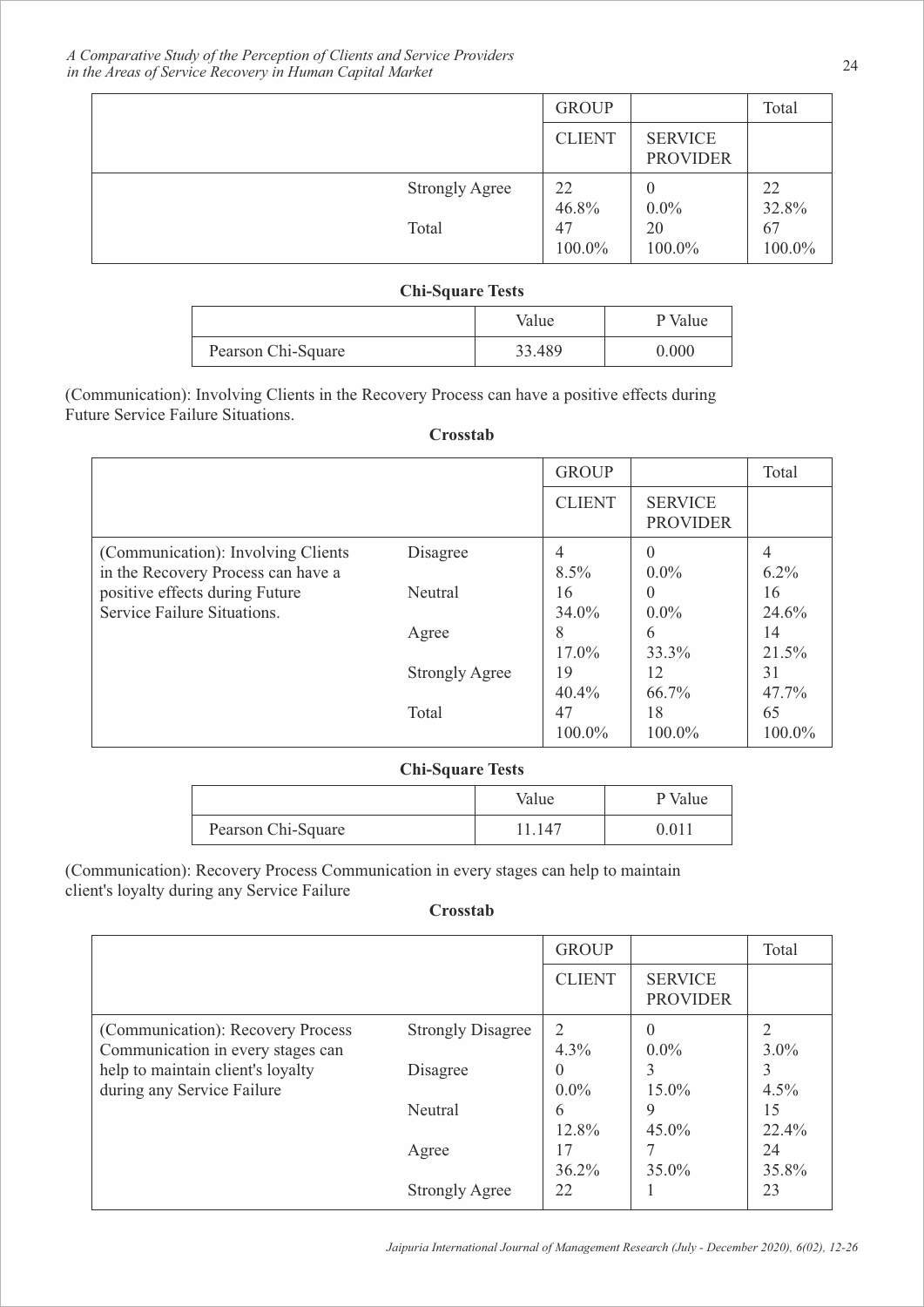| | | GROUP | | Total |
|---|---|---|---|---|
| | | CLIENT | SERVICE PROVIDER | |
| | Strongly Agree | 22<br>46.8% | 0<br>0.0% | 22<br>32.8% |
| | Total | 47<br>100.0% | 20<br>100.0% | 67<br>100.0% |

**Chi-Square Tests**

| | Value | P Value |
|---|---|---|
| Pearson Chi-Square | 33.489 | 0.000 |

(Communication): Involving Clients in the Recovery Process can have a positive effects during Future Service Failure Situations.

**Crosstab**

| | | GROUP | | Total |
|---|---|---|---|---|
| | | CLIENT | SERVICE PROVIDER | |
| (Communication): Involving Clients in the Recovery Process can have a positive effects during Future Service Failure Situations. | Disagree | 4<br>8.5% | 0<br>0.0% | 4<br>6.2% |
| | Neutral | 16<br>34.0% | 0<br>0.0% | 16<br>24.6% |
| | Agree | 8<br>17.0% | 6<br>33.3% | 14<br>21.5% |
| | Strongly Agree | 19<br>40.4% | 12<br>66.7% | 31<br>47.7% |
| | Total | 47<br>100.0% | 18<br>100.0% | 65<br>100.0% |

**Chi-Square Tests**

| | Value | P Value |
|---|---|---|
| Pearson Chi-Square | 11.147 | 0.011 |

(Communication): Recovery Process Communication in every stages can help to maintain client's loyalty during any Service Failure

**Crosstab**

| | | GROUP | | Total |
|---|---|---|---|---|
| | | CLIENT | SERVICE PROVIDER | |
| (Communication): Recovery Process Communication in every stages can help to maintain client's loyalty during any Service Failure | Strongly Disagree | 2<br>4.3% | 0<br>0.0% | 2<br>3.0% |
| | Disagree | 0<br>0.0% | 3<br>15.0% | 3<br>4.5% |
| | Neutral | 6<br>12.8% | 9<br>45.0% | 15<br>22.4% |
| | Agree | 17<br>36.2% | 7<br>35.0% | 24<br>35.8% |
| | Strongly Agree | 22 | 1 | 23 |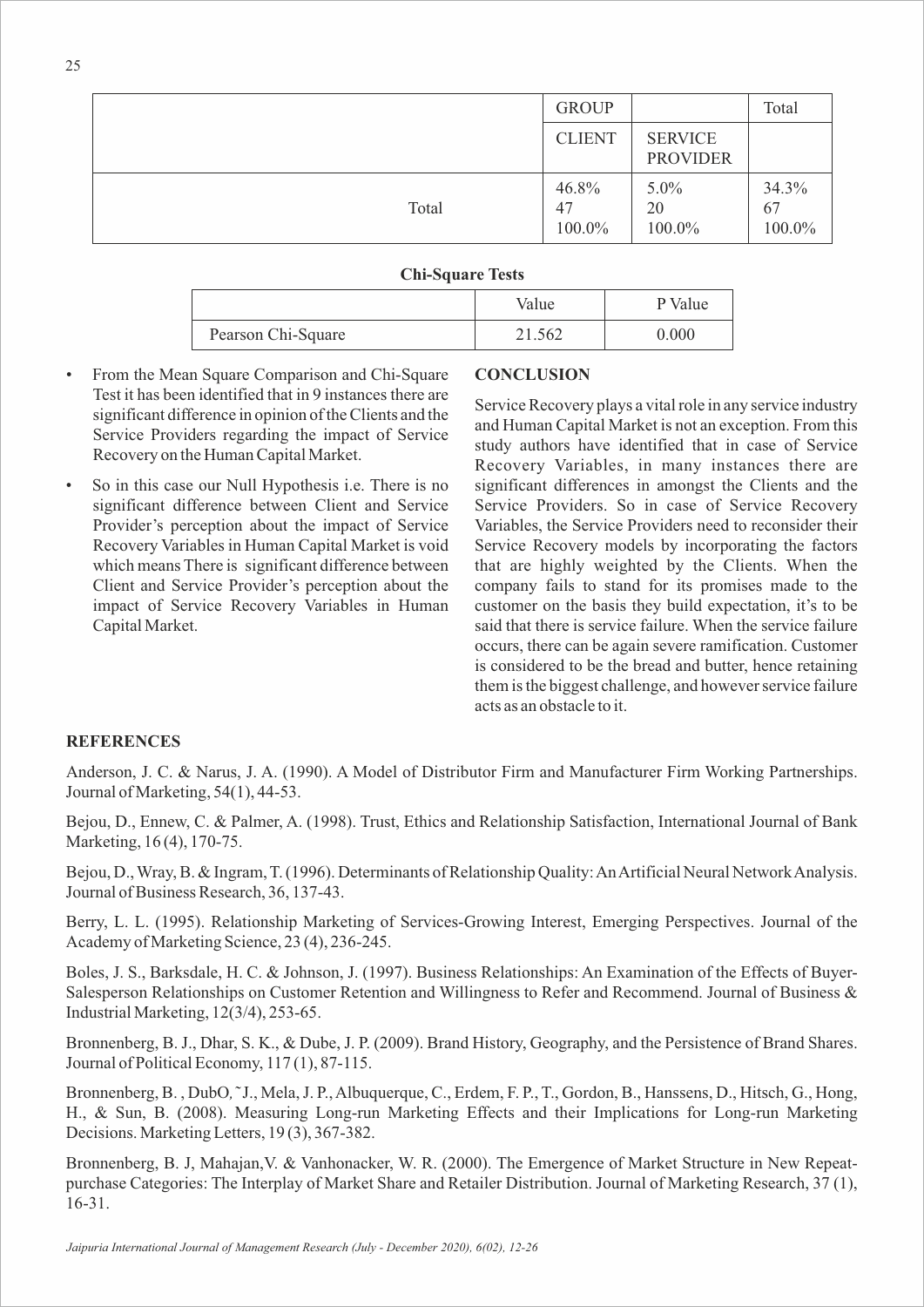| | GROUP | | Total |
|---|---|---|---|
| | CLIENT | SERVICE PROVIDER | |
| Total | 46.8%<br>47<br>100.0% | 5.0%<br>20<br>100.0% | 34.3%<br>67<br>100.0% |

**Chi-Square Tests**

| | Value | P Value |
|---|---|---|
| Pearson Chi-Square | 21.562 | 0.000 |

- From the Mean Square Comparison and Chi-Square Test it has been identified that in 9 instances there are significant difference in opinion of the Clients and the Service Providers regarding the impact of Service Recovery on the Human Capital Market.
- So in this case our Null Hypothesis i.e. There is no significant difference between Client and Service Provider's perception about the impact of Service Recovery Variables in Human Capital Market is void which means There is significant difference between Client and Service Provider's perception about the impact of Service Recovery Variables in Human Capital Market.

## CONCLUSION

Service Recovery plays a vital role in any service industry and Human Capital Market is not an exception. From this study authors have identified that in case of Service Recovery Variables, in many instances there are significant differences in amongst the Clients and the Service Providers. So in case of Service Recovery Variables, the Service Providers need to reconsider their Service Recovery models by incorporating the factors that are highly weighted by the Clients. When the company fails to stand for its promises made to the customer on the basis they build expectation, it's to be said that there is service failure. When the service failure occurs, there can be again severe ramification. Customer is considered to be the bread and butter, hence retaining them is the biggest challenge, and however service failure acts as an obstacle to it.

## REFERENCES

Anderson, J. C. & Narus, J. A. (1990). A Model of Distributor Firm and Manufacturer Firm Working Partnerships. Journal of Marketing, 54(1), 44-53.

Bejou, D., Ennew, C. & Palmer, A. (1998). Trust, Ethics and Relationship Satisfaction, International Journal of Bank Marketing, 16 (4), 170-75.

Bejou, D., Wray, B. & Ingram, T. (1996). Determinants of Relationship Quality: An Artificial Neural Network Analysis. Journal of Business Research, 36, 137-43.

Berry, L. L. (1995). Relationship Marketing of Services-Growing Interest, Emerging Perspectives. Journal of the Academy of Marketing Science, 23 (4), 236-245.

Boles, J. S., Barksdale, H. C. & Johnson, J. (1997). Business Relationships: An Examination of the Effects of Buyer-Salesperson Relationships on Customer Retention and Willingness to Refer and Recommend. Journal of Business & Industrial Marketing, 12(3/4), 253-65.

Bronnenberg, B. J., Dhar, S. K., & Dube, J. P. (2009). Brand History, Geography, and the Persistence of Brand Shares. Journal of Political Economy, 117 (1), 87-115.

Bronnenberg, B. , DubO, ˜J., Mela, J. P., Albuquerque, C., Erdem, F. P., T., Gordon, B., Hanssens, D., Hitsch, G., Hong, H., & Sun, B. (2008). Measuring Long-run Marketing Effects and their Implications for Long-run Marketing Decisions. Marketing Letters, 19 (3), 367-382.

Bronnenberg, B. J, Mahajan,V. & Vanhonacker, W. R. (2000). The Emergence of Market Structure in New Repeat-purchase Categories: The Interplay of Market Share and Retailer Distribution. Journal of Marketing Research, 37 (1), 16-31.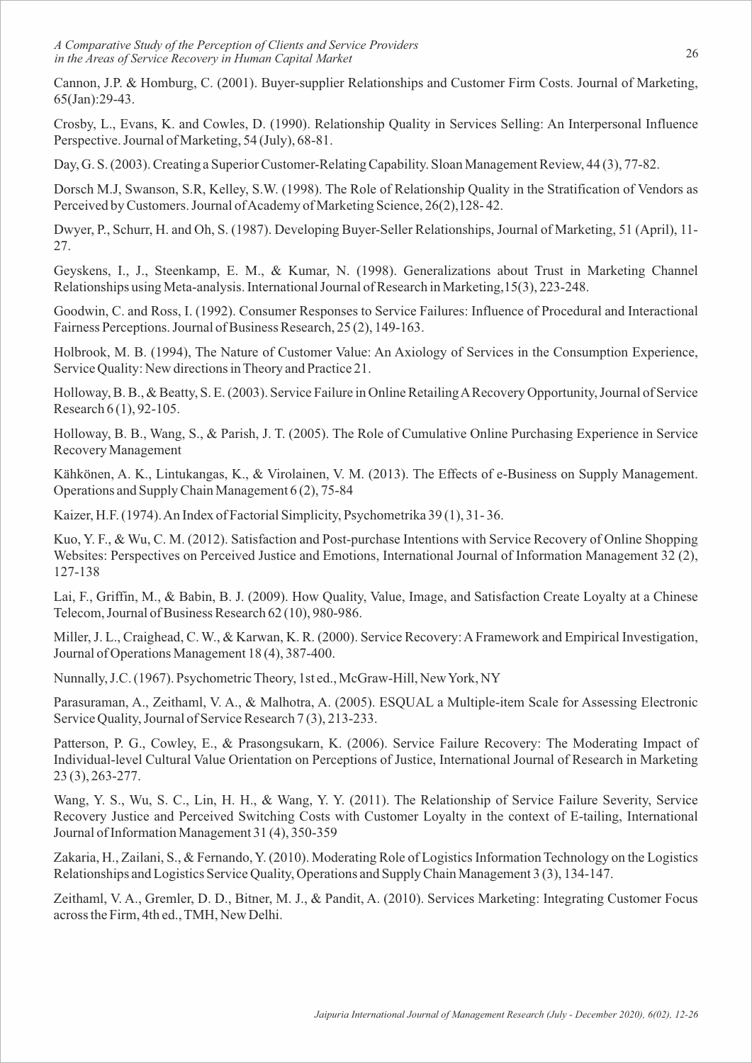Cannon, J.P. & Homburg, C. (2001). Buyer-supplier Relationships and Customer Firm Costs. Journal of Marketing, 65(Jan):29-43.

Crosby, L., Evans, K. and Cowles, D. (1990). Relationship Quality in Services Selling: An Interpersonal Influence Perspective. Journal of Marketing, 54 (July), 68-81.

Day, G. S. (2003). Creating a Superior Customer-Relating Capability. Sloan Management Review, 44 (3), 77-82.

Dorsch M.J, Swanson, S.R, Kelley, S.W. (1998). The Role of Relationship Quality in the Stratification of Vendors as Perceived by Customers. Journal of Academy of Marketing Science, 26(2),128- 42.

Dwyer, P., Schurr, H. and Oh, S. (1987). Developing Buyer-Seller Relationships, Journal of Marketing, 51 (April), 11-27.

Geyskens, I., J., Steenkamp, E. M., & Kumar, N. (1998). Generalizations about Trust in Marketing Channel Relationships using Meta-analysis. International Journal of Research in Marketing,15(3), 223-248.

Goodwin, C. and Ross, I. (1992). Consumer Responses to Service Failures: Influence of Procedural and Interactional Fairness Perceptions. Journal of Business Research, 25 (2), 149-163.

Holbrook, M. B. (1994), The Nature of Customer Value: An Axiology of Services in the Consumption Experience, Service Quality: New directions in Theory and Practice 21.

Holloway, B. B., & Beatty, S. E. (2003). Service Failure in Online Retailing A Recovery Opportunity, Journal of Service Research 6 (1), 92-105.

Holloway, B. B., Wang, S., & Parish, J. T. (2005). The Role of Cumulative Online Purchasing Experience in Service Recovery Management

Kähkönen, A. K., Lintukangas, K., & Virolainen, V. M. (2013). The Effects of e-Business on Supply Management. Operations and Supply Chain Management 6 (2), 75-84

Kaizer, H.F. (1974). An Index of Factorial Simplicity, Psychometrika 39 (1), 31- 36.

Kuo, Y. F., & Wu, C. M. (2012). Satisfaction and Post-purchase Intentions with Service Recovery of Online Shopping Websites: Perspectives on Perceived Justice and Emotions, International Journal of Information Management 32 (2), 127-138

Lai, F., Griffin, M., & Babin, B. J. (2009). How Quality, Value, Image, and Satisfaction Create Loyalty at a Chinese Telecom, Journal of Business Research 62 (10), 980-986.

Miller, J. L., Craighead, C. W., & Karwan, K. R. (2000). Service Recovery: A Framework and Empirical Investigation, Journal of Operations Management 18 (4), 387-400.

Nunnally, J.C. (1967). Psychometric Theory, 1st ed., McGraw-Hill, New York, NY

Parasuraman, A., Zeithaml, V. A., & Malhotra, A. (2005). ESQUAL a Multiple-item Scale for Assessing Electronic Service Quality, Journal of Service Research 7 (3), 213-233.

Patterson, P. G., Cowley, E., & Prasongsukarn, K. (2006). Service Failure Recovery: The Moderating Impact of Individual-level Cultural Value Orientation on Perceptions of Justice, International Journal of Research in Marketing 23 (3), 263-277.

Wang, Y. S., Wu, S. C., Lin, H. H., & Wang, Y. Y. (2011). The Relationship of Service Failure Severity, Service Recovery Justice and Perceived Switching Costs with Customer Loyalty in the context of E-tailing, International Journal of Information Management 31 (4), 350-359

Zakaria, H., Zailani, S., & Fernando, Y. (2010). Moderating Role of Logistics Information Technology on the Logistics Relationships and Logistics Service Quality, Operations and Supply Chain Management 3 (3), 134-147.

Zeithaml, V. A., Gremler, D. D., Bitner, M. J., & Pandit, A. (2010). Services Marketing: Integrating Customer Focus across the Firm, 4th ed., TMH, New Delhi.